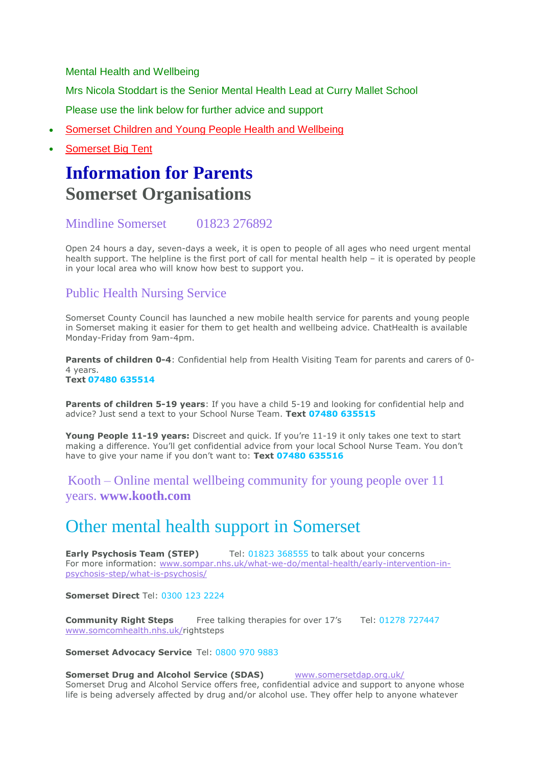Mental Health and Wellbeing

Mrs Nicola Stoddart is the Senior Mental Health Lead at Curry Mallet School

Please use the link below for further advice and support

- Somerset Children and Young People Health and Wellbeing
- Somerset Big Tent

# Information for Parents

## Somerset Organisations

### Mindline Somerset    01823 276892

Open 24 hours a day, seven-days a week, it is open to people of all ages who need urgent mental health support. The helpline is the first port of call for mental health help – it is operated by people in your local area who will know how best to support you.

### Public Health Nursing Service

Somerset County Council has launched a new mobile health service for parents and young people in Somerset making it easier for them to get health and wellbeing advice. ChatHealth is available Monday-Friday from 9am-4pm.

**Parents of children 0-4**: Confidential help from Health Visiting Team for parents and carers of 0-4 years.
**Text 07480 635514**

**Parents of children 5-19 years**: If you have a child 5-19 and looking for confidential help and advice? Just send a text to your School Nurse Team. **Text 07480 635515**

**Young People 11-19 years:** Discreet and quick. If you're 11-19 it only takes one text to start making a difference. You'll get confidential advice from your local School Nurse Team. You don't have to give your name if you don't want to: **Text 07480 635516**

### Kooth – Online mental wellbeing community for young people over 11 years. **www.kooth.com**

## Other mental health support in Somerset

**Early Psychosis Team (STEP)**    Tel: 01823 368555 to talk about your concerns
For more information: www.sompar.nhs.uk/what-we-do/mental-health/early-intervention-in-psychosis-step/what-is-psychosis/

**Somerset Direct** Tel: 0300 123 2224

**Community Right Steps**    Free talking therapies for over 17's    Tel: 01278 727447
www.somcomhealth.nhs.uk/rightsteps

**Somerset Advocacy Service** Tel: 0800 970 9883

**Somerset Drug and Alcohol Service (SDAS)**    www.somersetdap.org.uk/
Somerset Drug and Alcohol Service offers free, confidential advice and support to anyone whose life is being adversely affected by drug and/or alcohol use. They offer help to anyone whatever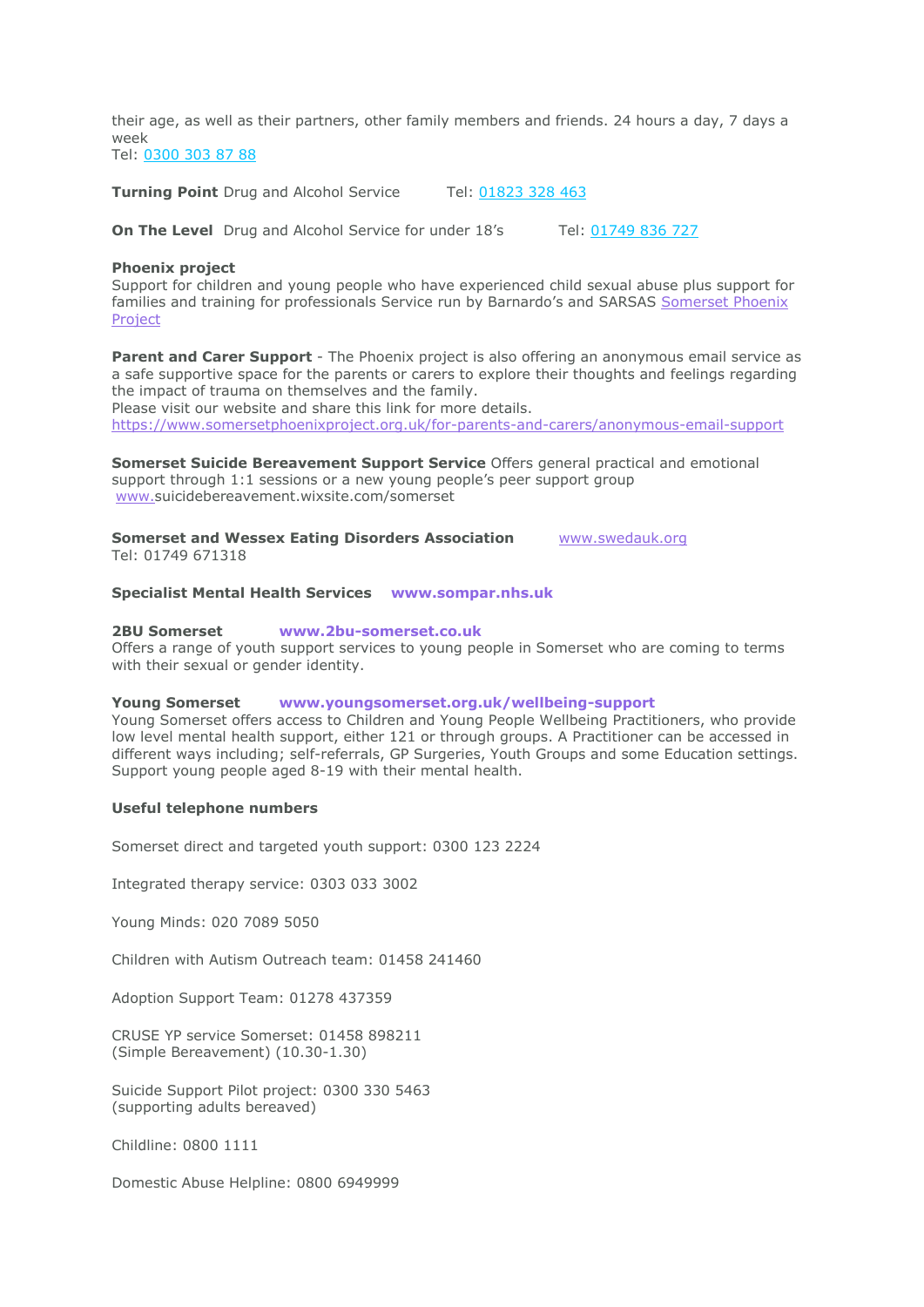their age, as well as their partners, other family members and friends. 24 hours a day, 7 days a week
Tel: 0300 303 87 88

**Turning Point** Drug and Alcohol Service Tel: 01823 328 463

**On The Level** Drug and Alcohol Service for under 18's Tel: 01749 836 727

**Phoenix project**
Support for children and young people who have experienced child sexual abuse plus support for families and training for professionals Service run by Barnardo's and SARSAS Somerset Phoenix Project

**Parent and Carer Support** - The Phoenix project is also offering an anonymous email service as a safe supportive space for the parents or carers to explore their thoughts and feelings regarding the impact of trauma on themselves and the family.
Please visit our website and share this link for more details.
https://www.somersetphoenixproject.org.uk/for-parents-and-carers/anonymous-email-support

**Somerset Suicide Bereavement Support Service** Offers general practical and emotional support through 1:1 sessions or a new young people's peer support group
www.suicidebereavement.wixsite.com/somerset

**Somerset and Wessex Eating Disorders Association** www.swedauk.org
Tel: 01749 671318

**Specialist Mental Health Services** **www.sompar.nhs.uk**

**2BU Somerset** **www.2bu-somerset.co.uk**
Offers a range of youth support services to young people in Somerset who are coming to terms with their sexual or gender identity.

**Young Somerset** **www.youngsomerset.org.uk/wellbeing-support**
Young Somerset offers access to Children and Young People Wellbeing Practitioners, who provide low level mental health support, either 121 or through groups. A Practitioner can be accessed in different ways including; self-referrals, GP Surgeries, Youth Groups and some Education settings. Support young people aged 8-19 with their mental health.

**Useful telephone numbers**

Somerset direct and targeted youth support: 0300 123 2224

Integrated therapy service: 0303 033 3002

Young Minds: 020 7089 5050

Children with Autism Outreach team: 01458 241460

Adoption Support Team: 01278 437359

CRUSE YP service Somerset: 01458 898211
(Simple Bereavement) (10.30-1.30)

Suicide Support Pilot project: 0300 330 5463
(supporting adults bereaved)

Childline: 0800 1111

Domestic Abuse Helpline: 0800 6949999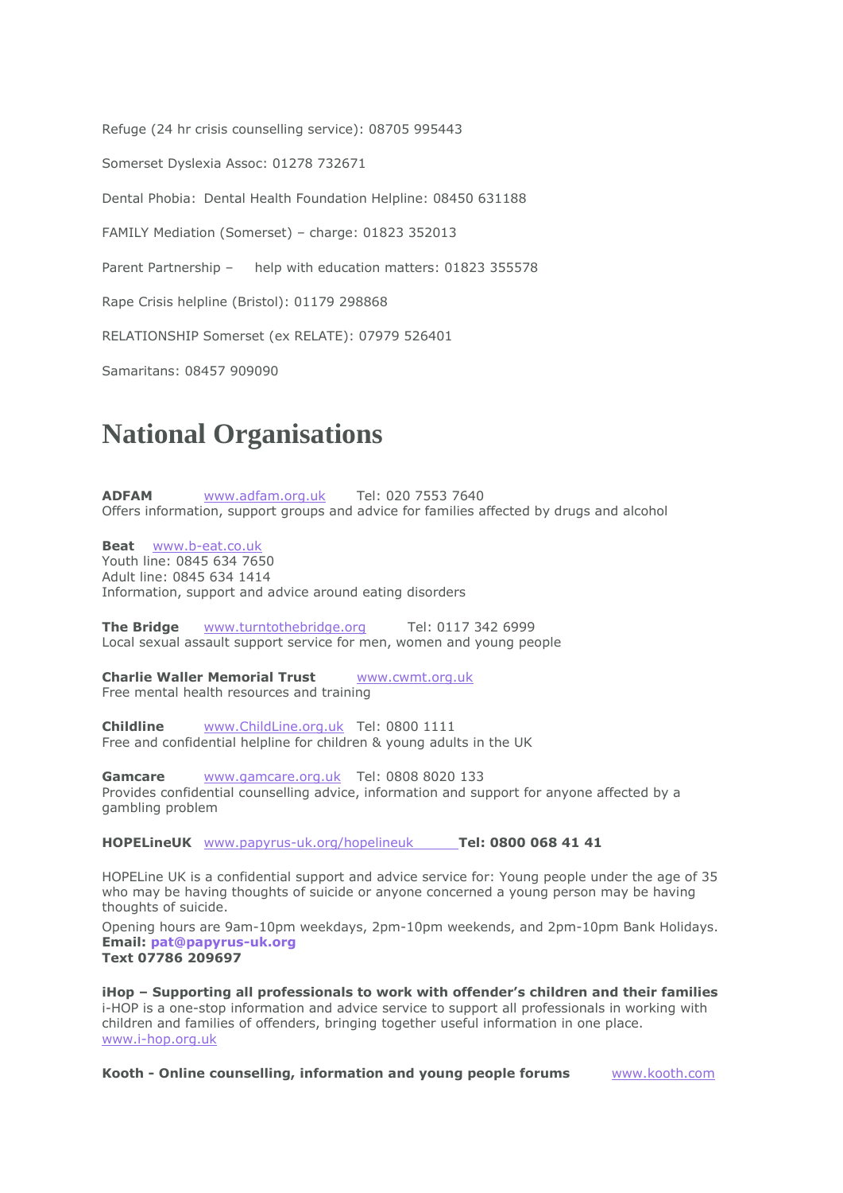Refuge (24 hr crisis counselling service): 08705 995443

Somerset Dyslexia Assoc: 01278 732671

Dental Phobia: Dental Health Foundation Helpline: 08450 631188

FAMILY Mediation (Somerset) – charge: 01823 352013

Parent Partnership – help with education matters: 01823 355578

Rape Crisis helpline (Bristol): 01179 298868

RELATIONSHIP Somerset (ex RELATE): 07979 526401

Samaritans: 08457 909090

# National Organisations

**ADFAM** www.adfam.org.uk Tel: 020 7553 7640
Offers information, support groups and advice for families affected by drugs and alcohol

**Beat** www.b-eat.co.uk
Youth line: 0845 634 7650
Adult line: 0845 634 1414
Information, support and advice around eating disorders

**The Bridge** www.turntothebridge.org Tel: 0117 342 6999
Local sexual assault support service for men, women and young people

**Charlie Waller Memorial Trust** www.cwmt.org.uk
Free mental health resources and training

**Childline** www.ChildLine.org.uk Tel: 0800 1111
Free and confidential helpline for children & young adults in the UK

**Gamcare** www.gamcare.org.uk Tel: 0808 8020 133
Provides confidential counselling advice, information and support for anyone affected by a gambling problem

**HOPELineUK** www.papyrus-uk.org/hopelineuk **Tel: 0800 068 41 41**

HOPELine UK is a confidential support and advice service for: Young people under the age of 35 who may be having thoughts of suicide or anyone concerned a young person may be having thoughts of suicide.

Opening hours are 9am-10pm weekdays, 2pm-10pm weekends, and 2pm-10pm Bank Holidays.
**Email: pat@papyrus-uk.org**
**Text 07786 209697**

**iHop – Supporting all professionals to work with offender's children and their families**
i-HOP is a one-stop information and advice service to support all professionals in working with children and families of offenders, bringing together useful information in one place.
www.i-hop.org.uk

**Kooth - Online counselling, information and young people forums** www.kooth.com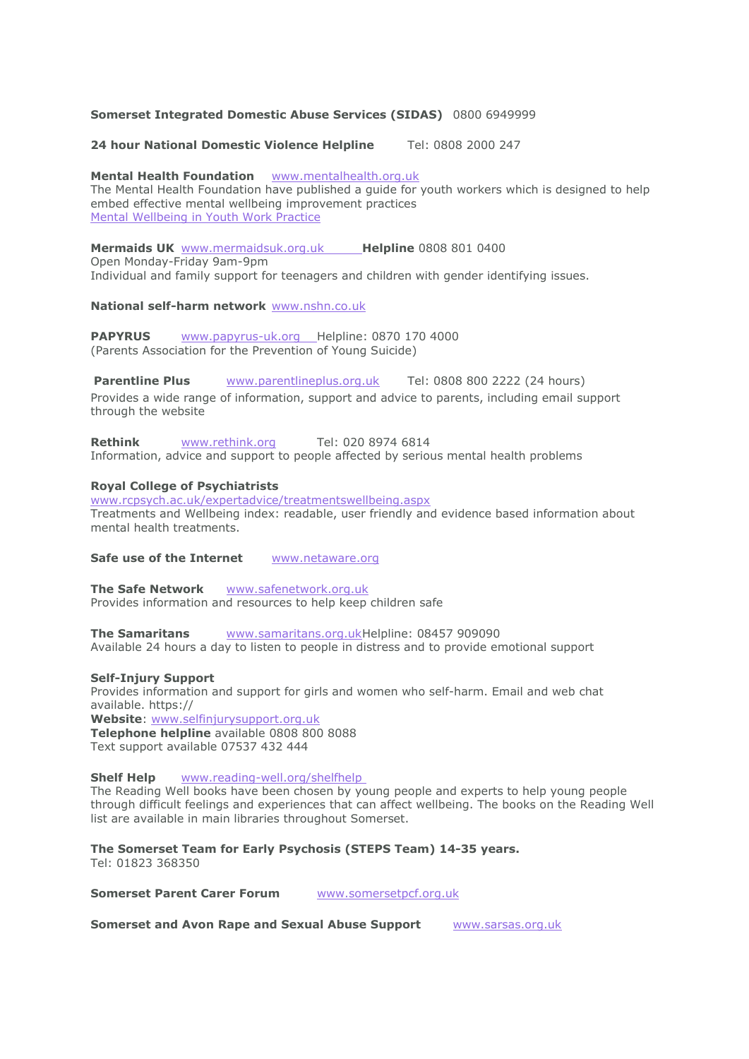**Somerset Integrated Domestic Abuse Services (SIDAS)** 0800 6949999

**24 hour National Domestic Violence Helpline** Tel: 0808 2000 247

**Mental Health Foundation** www.mentalhealth.org.uk
The Mental Health Foundation have published a guide for youth workers which is designed to help embed effective mental wellbeing improvement practices
Mental Wellbeing in Youth Work Practice

**Mermaids UK** www.mermaidsuk.org.uk **Helpline** 0808 801 0400
Open Monday-Friday 9am-9pm
Individual and family support for teenagers and children with gender identifying issues.

**National self-harm network** www.nshn.co.uk

**PAPYRUS** www.papyrus-uk.org Helpline: 0870 170 4000
(Parents Association for the Prevention of Young Suicide)

**Parentline Plus** www.parentlineplus.org.uk Tel: 0808 800 2222 (24 hours)
Provides a wide range of information, support and advice to parents, including email support through the website

**Rethink** www.rethink.org Tel: 020 8974 6814
Information, advice and support to people affected by serious mental health problems

**Royal College of Psychiatrists**
www.rcpsych.ac.uk/expertadvice/treatmentswellbeing.aspx
Treatments and Wellbeing index: readable, user friendly and evidence based information about mental health treatments.

**Safe use of the Internet** www.netaware.org

**The Safe Network** www.safenetwork.org.uk
Provides information and resources to help keep children safe

**The Samaritans** www.samaritans.org.ukHelpline: 08457 909090
Available 24 hours a day to listen to people in distress and to provide emotional support

**Self-Injury Support**
Provides information and support for girls and women who self-harm. Email and web chat available. https://
**Website**: www.selfinjurysupport.org.uk
**Telephone helpline** available 0808 800 8088
Text support available 07537 432 444

**Shelf Help** www.reading-well.org/shelfhelp
The Reading Well books have been chosen by young people and experts to help young people through difficult feelings and experiences that can affect wellbeing. The books on the Reading Well list are available in main libraries throughout Somerset.

**The Somerset Team for Early Psychosis (STEPS Team) 14-35 years.**
Tel: 01823 368350

**Somerset Parent Carer Forum** www.somersetpcf.org.uk

**Somerset and Avon Rape and Sexual Abuse Support** www.sarsas.org.uk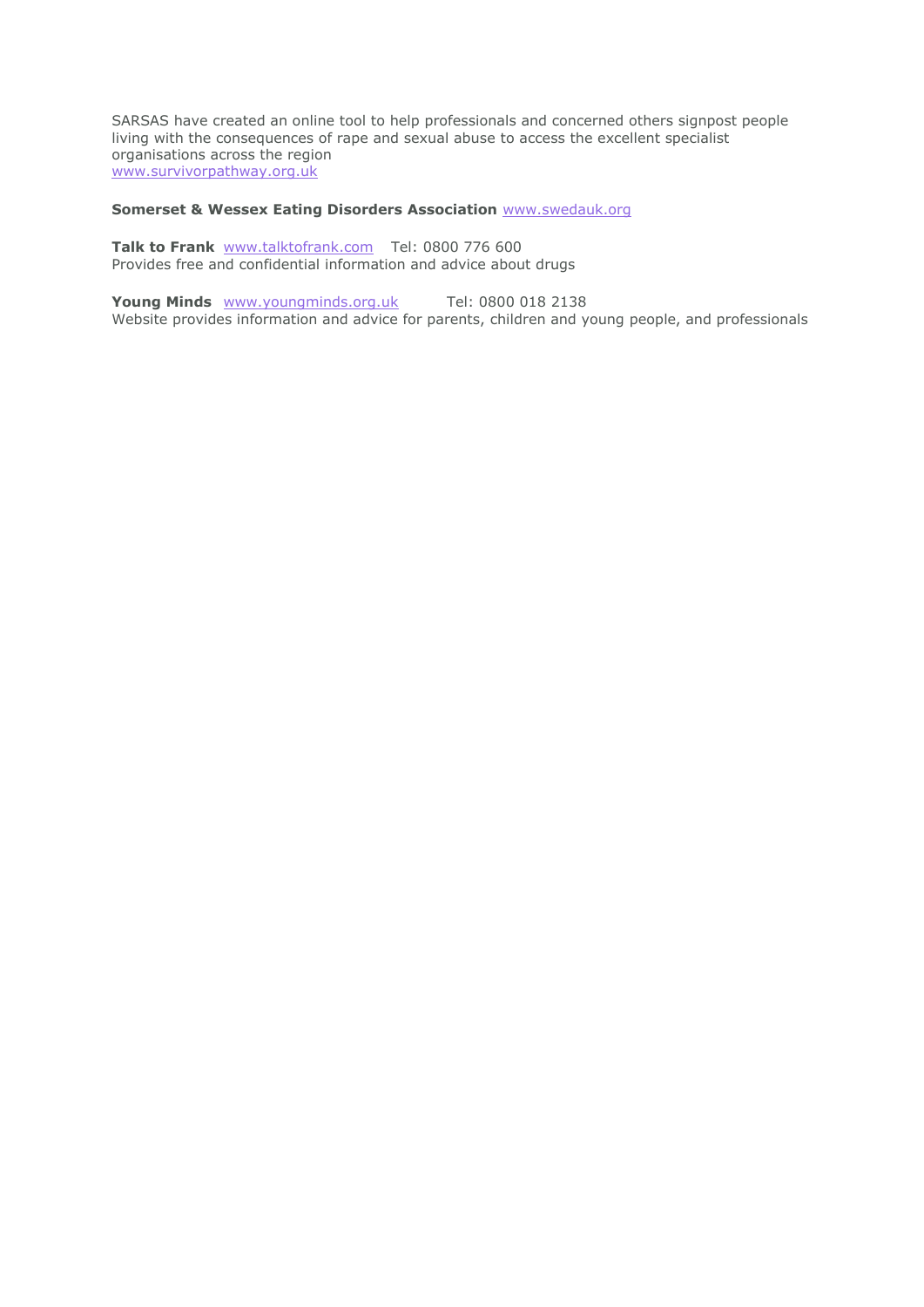SARSAS have created an online tool to help professionals and concerned others signpost people living with the consequences of rape and sexual abuse to access the excellent specialist organisations across the region
www.survivorpathway.org.uk

**Somerset & Wessex Eating Disorders Association** www.swedauk.org

**Talk to Frank** www.talktofrank.com Tel: 0800 776 600
Provides free and confidential information and advice about drugs

**Young Minds** www.youngminds.org.uk Tel: 0800 018 2138
Website provides information and advice for parents, children and young people, and professionals